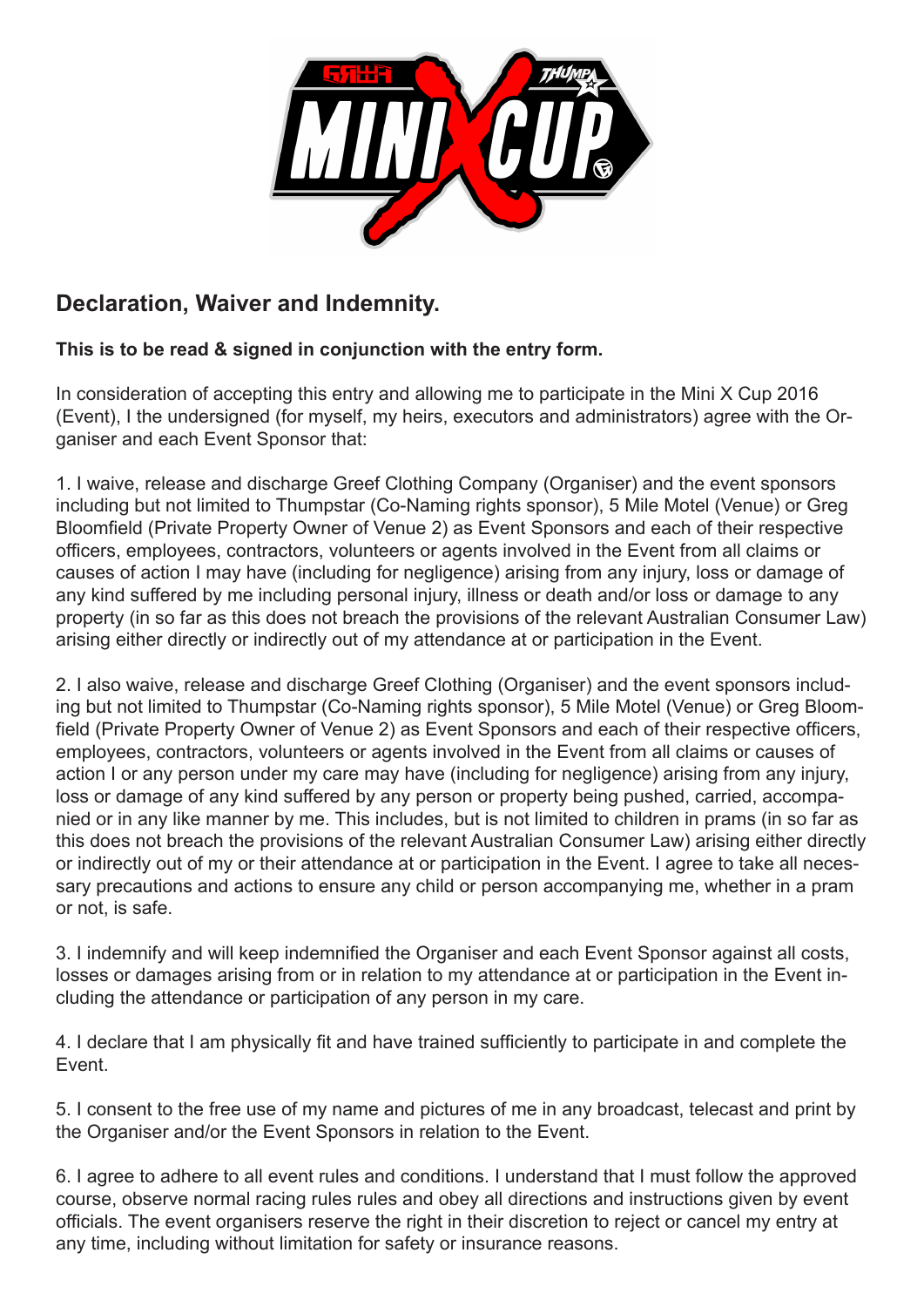## Declaration, Waiver and Indemnity.

**This is to be read & signed in conjunction with the entry form.**

In consideration of accepting this entry and allowing me to participate in the Mini X Cup 2016 (Event), I the undersigned (for myself, my heirs, executors and administrators) agree with the Organiser and each Event Sponsor that:

1. I waive, release and discharge Greef Clothing Company (Organiser) and the event sponsors including but not limited to Thumpstar (Co-Naming rights sponsor), 5 Mile Motel (Venue) or Greg Bloomfield (Private Property Owner of Venue 2) as Event Sponsors and each of their respective officers, employees, contractors, volunteers or agents involved in the Event from all claims or causes of action I may have (including for negligence) arising from any injury, loss or damage of any kind suffered by me including personal injury, illness or death and/or loss or damage to any property (in so far as this does not breach the provisions of the relevant Australian Consumer Law) arising either directly or indirectly out of my attendance at or participation in the Event.

2. I also waive, release and discharge Greef Clothing (Organiser) and the event sponsors including but not limited to Thumpstar (Co-Naming rights sponsor), 5 Mile Motel (Venue) or Greg Bloomfield (Private Property Owner of Venue 2) as Event Sponsors and each of their respective officers, employees, contractors, volunteers or agents involved in the Event from all claims or causes of action I or any person under my care may have (including for negligence) arising from any injury, loss or damage of any kind suffered by any person or property being pushed, carried, accompanied or in any like manner by me. This includes, but is not limited to children in prams (in so far as this does not breach the provisions of the relevant Australian Consumer Law) arising either directly or indirectly out of my or their attendance at or participation in the Event. I agree to take all necessary precautions and actions to ensure any child or person accompanying me, whether in a pram or not, is safe.

3. I indemnify and will keep indemnified the Organiser and each Event Sponsor against all costs, losses or damages arising from or in relation to my attendance at or participation in the Event including the attendance or participation of any person in my care.

4. I declare that I am physically fit and have trained sufficiently to participate in and complete the Event.

5. I consent to the free use of my name and pictures of me in any broadcast, telecast and print by the Organiser and/or the Event Sponsors in relation to the Event.

6. I agree to adhere to all event rules and conditions. I understand that I must follow the approved course, observe normal racing rules rules and obey all directions and instructions given by event officials. The event organisers reserve the right in their discretion to reject or cancel my entry at any time, including without limitation for safety or insurance reasons.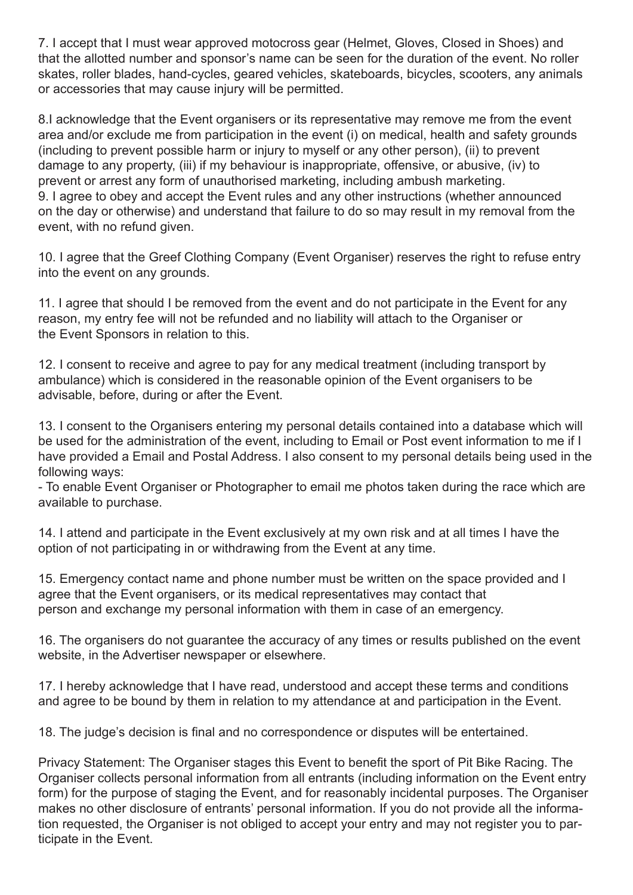7. I accept that I must wear approved motocross gear (Helmet, Gloves, Closed in Shoes) and that the allotted number and sponsor's name can be seen for the duration of the event. No roller skates, roller blades, hand-cycles, geared vehicles, skateboards, bicycles, scooters, any animals or accessories that may cause injury will be permitted.

8.I acknowledge that the Event organisers or its representative may remove me from the event area and/or exclude me from participation in the event (i) on medical, health and safety grounds (including to prevent possible harm or injury to myself or any other person), (ii) to prevent damage to any property, (iii) if my behaviour is inappropriate, offensive, or abusive, (iv) to prevent or arrest any form of unauthorised marketing, including ambush marketing.

9. I agree to obey and accept the Event rules and any other instructions (whether announced on the day or otherwise) and understand that failure to do so may result in my removal from the event, with no refund given.

10. I agree that the Greef Clothing Company (Event Organiser) reserves the right to refuse entry into the event on any grounds.

11. I agree that should I be removed from the event and do not participate in the Event for any reason, my entry fee will not be refunded and no liability will attach to the Organiser or the Event Sponsors in relation to this.

12. I consent to receive and agree to pay for any medical treatment (including transport by ambulance) which is considered in the reasonable opinion of the Event organisers to be advisable, before, during or after the Event.

13. I consent to the Organisers entering my personal details contained into a database which will be used for the administration of the event, including to Email or Post event information to me if I have provided a Email and Postal Address. I also consent to my personal details being used in the following ways:

- To enable Event Organiser or Photographer to email me photos taken during the race which are available to purchase.

14. I attend and participate in the Event exclusively at my own risk and at all times I have the option of not participating in or withdrawing from the Event at any time.

15. Emergency contact name and phone number must be written on the space provided and I agree that the Event organisers, or its medical representatives may contact that person and exchange my personal information with them in case of an emergency.

16. The organisers do not guarantee the accuracy of any times or results published on the event website, in the Advertiser newspaper or elsewhere.

17. I hereby acknowledge that I have read, understood and accept these terms and conditions and agree to be bound by them in relation to my attendance at and participation in the Event.

18. The judge's decision is final and no correspondence or disputes will be entertained.

Privacy Statement: The Organiser stages this Event to benefit the sport of Pit Bike Racing. The Organiser collects personal information from all entrants (including information on the Event entry form) for the purpose of staging the Event, and for reasonably incidental purposes. The Organiser makes no other disclosure of entrants' personal information. If you do not provide all the information requested, the Organiser is not obliged to accept your entry and may not register you to participate in the Event.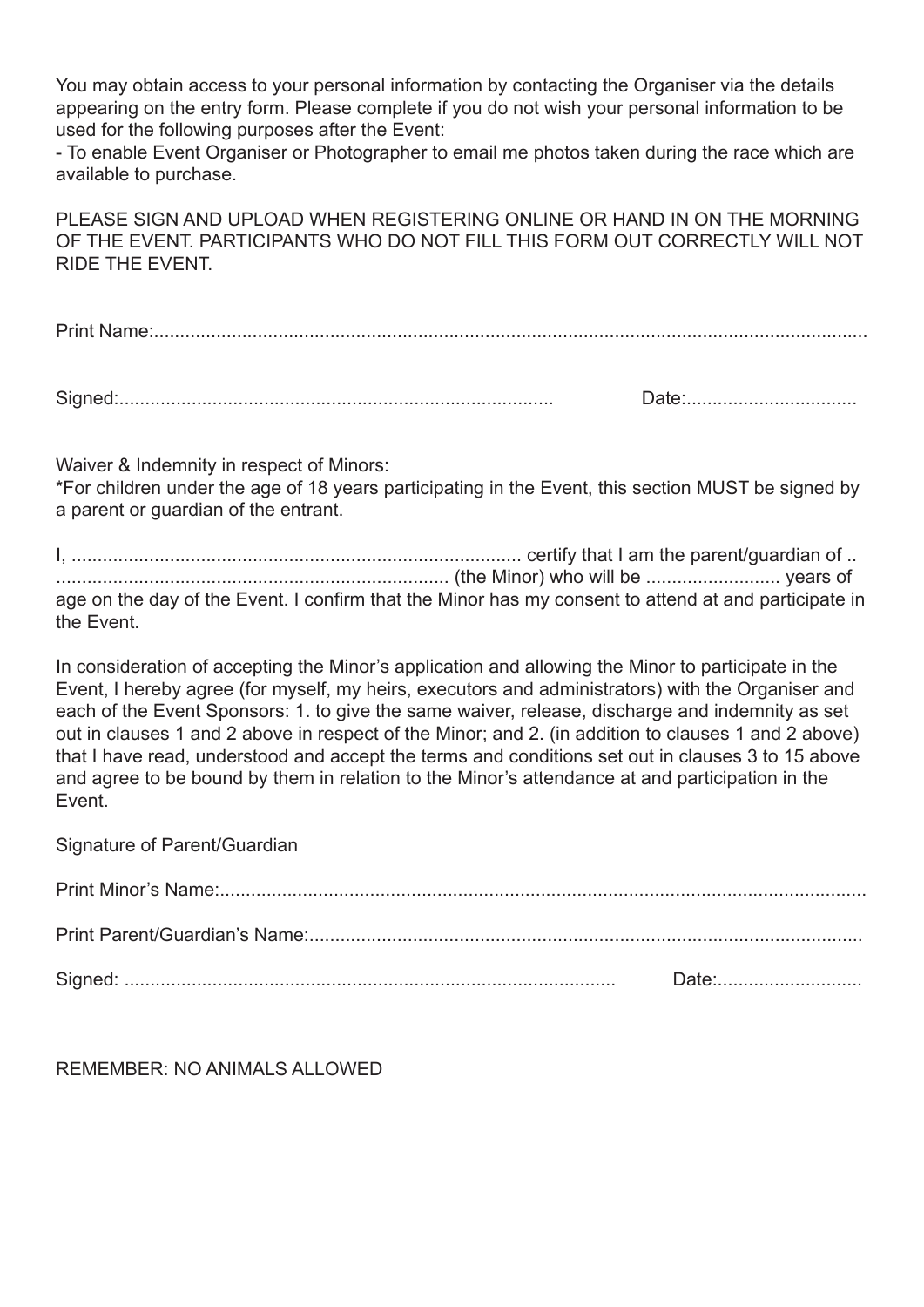You may obtain access to your personal information by contacting the Organiser via the details appearing on the entry form. Please complete if you do not wish your personal information to be used for the following purposes after the Event:

- To enable Event Organiser or Photographer to email me photos taken during the race which are available to purchase.

PLEASE SIGN AND UPLOAD WHEN REGISTERING ONLINE OR HAND IN ON THE MORNING OF THE EVENT. PARTICIPANTS WHO DO NOT FILL THIS FORM OUT CORRECTLY WILL NOT RIDE THE EVENT.

Print Name:..........................................................................................................................................

Signed:...................................................................................  Date:.................................

Waiver & Indemnity in respect of Minors:

*For children under the age of 18 years participating in the Event, this section MUST be signed by a parent or guardian of the entrant.

I, ...................................................................................... certify that I am the parent/guardian of .. ........................................................................... (the Minor) who will be .......................... years of age on the day of the Event. I confirm that the Minor has my consent to attend at and participate in the Event.

In consideration of accepting the Minor's application and allowing the Minor to participate in the Event, I hereby agree (for myself, my heirs, executors and administrators) with the Organiser and each of the Event Sponsors: 1. to give the same waiver, release, discharge and indemnity as set out in clauses 1 and 2 above in respect of the Minor; and 2. (in addition to clauses 1 and 2 above) that I have read, understood and accept the terms and conditions set out in clauses 3 to 15 above and agree to be bound by them in relation to the Minor's attendance at and participation in the Event.

Signature of Parent/Guardian

Print Minor's Name:............................................................................................................................

Print Parent/Guardian's Name:...........................................................................................................

Signed: ...............................................................................................  Date:............................

REMEMBER: NO ANIMALS ALLOWED